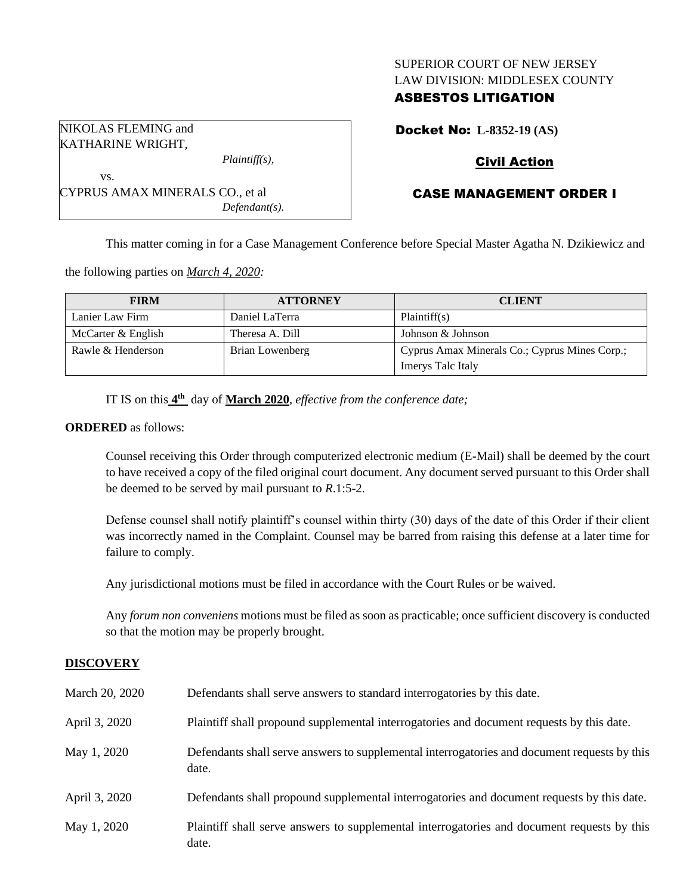SUPERIOR COURT OF NEW JERSEY
LAW DIVISION: MIDDLESEX COUNTY
**ASBESTOS LITIGATION**

NIKOLAS FLEMING and KATHARINE WRIGHT,
*Plaintiff(s),*

vs.

CYPRUS AMAX MINERALS CO., et al
*Defendant(s).*

**Docket No: L-8352-19 (AS)**

**Civil Action**

**CASE MANAGEMENT ORDER I**

This matter coming in for a Case Management Conference before Special Master Agatha N. Dzikiewicz and the following parties on *March 4, 2020:*

| FIRM | ATTORNEY | CLIENT |
|---|---|---|
| Lanier Law Firm | Daniel LaTerra | Plaintiff(s) |
| McCarter & English | Theresa A. Dill | Johnson & Johnson |
| Rawle & Henderson | Brian Lowenberg | Cyprus Amax Minerals Co.; Cyprus Mines Corp.; Imerys Talc Italy |

IT IS on this **4th** day of **March 2020**, *effective from the conference date;*

**ORDERED** as follows:

Counsel receiving this Order through computerized electronic medium (E-Mail) shall be deemed by the court to have received a copy of the filed original court document. Any document served pursuant to this Order shall be deemed to be served by mail pursuant to *R*.1:5-2.

Defense counsel shall notify plaintiff's counsel within thirty (30) days of the date of this Order if their client was incorrectly named in the Complaint. Counsel may be barred from raising this defense at a later time for failure to comply.

Any jurisdictional motions must be filed in accordance with the Court Rules or be waived.

Any *forum non conveniens* motions must be filed as soon as practicable; once sufficient discovery is conducted so that the motion may be properly brought.

## DISCOVERY

| | |
|---|---|
| March 20, 2020 | Defendants shall serve answers to standard interrogatories by this date. |
| April 3, 2020 | Plaintiff shall propound supplemental interrogatories and document requests by this date. |
| May 1, 2020 | Defendants shall serve answers to supplemental interrogatories and document requests by this date. |
| April 3, 2020 | Defendants shall propound supplemental interrogatories and document requests by this date. |
| May 1, 2020 | Plaintiff shall serve answers to supplemental interrogatories and document requests by this date. |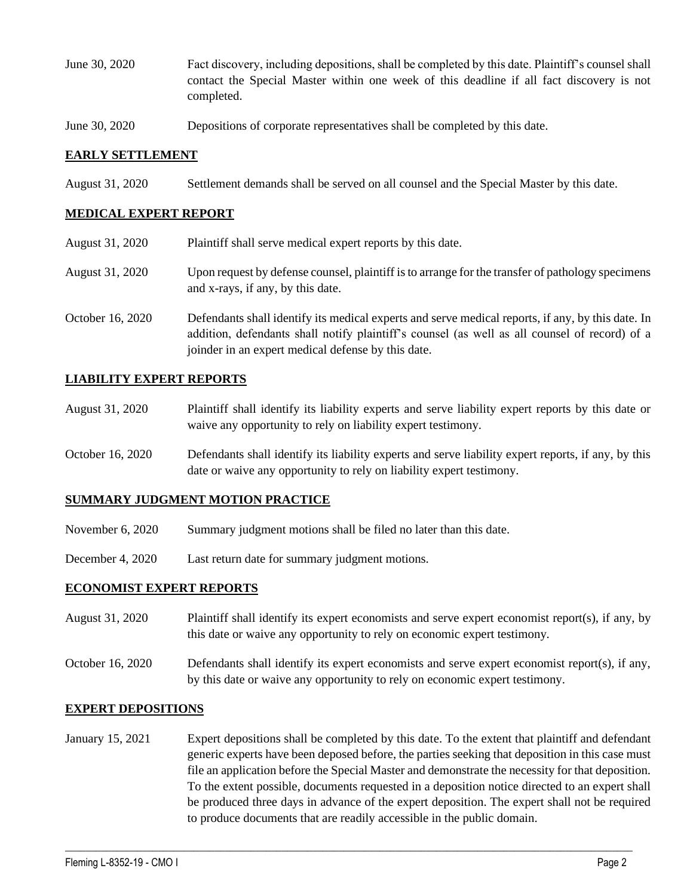June 30, 2020 Fact discovery, including depositions, shall be completed by this date. Plaintiff's counsel shall contact the Special Master within one week of this deadline if all fact discovery is not completed.

June 30, 2020 Depositions of corporate representatives shall be completed by this date.

**EARLY SETTLEMENT**

August 31, 2020 Settlement demands shall be served on all counsel and the Special Master by this date.

**MEDICAL EXPERT REPORT**

August 31, 2020 Plaintiff shall serve medical expert reports by this date.

August 31, 2020 Upon request by defense counsel, plaintiff is to arrange for the transfer of pathology specimens and x-rays, if any, by this date.

October 16, 2020 Defendants shall identify its medical experts and serve medical reports, if any, by this date. In addition, defendants shall notify plaintiff's counsel (as well as all counsel of record) of a joinder in an expert medical defense by this date.

**LIABILITY EXPERT REPORTS**

August 31, 2020 Plaintiff shall identify its liability experts and serve liability expert reports by this date or waive any opportunity to rely on liability expert testimony.

October 16, 2020 Defendants shall identify its liability experts and serve liability expert reports, if any, by this date or waive any opportunity to rely on liability expert testimony.

**SUMMARY JUDGMENT MOTION PRACTICE**

November 6, 2020 Summary judgment motions shall be filed no later than this date.

December 4, 2020 Last return date for summary judgment motions.

**ECONOMIST EXPERT REPORTS**

August 31, 2020 Plaintiff shall identify its expert economists and serve expert economist report(s), if any, by this date or waive any opportunity to rely on economic expert testimony.

October 16, 2020 Defendants shall identify its expert economists and serve expert economist report(s), if any, by this date or waive any opportunity to rely on economic expert testimony.

**EXPERT DEPOSITIONS**

January 15, 2021 Expert depositions shall be completed by this date. To the extent that plaintiff and defendant generic experts have been deposed before, the parties seeking that deposition in this case must file an application before the Special Master and demonstrate the necessity for that deposition. To the extent possible, documents requested in a deposition notice directed to an expert shall be produced three days in advance of the expert deposition. The expert shall not be required to produce documents that are readily accessible in the public domain.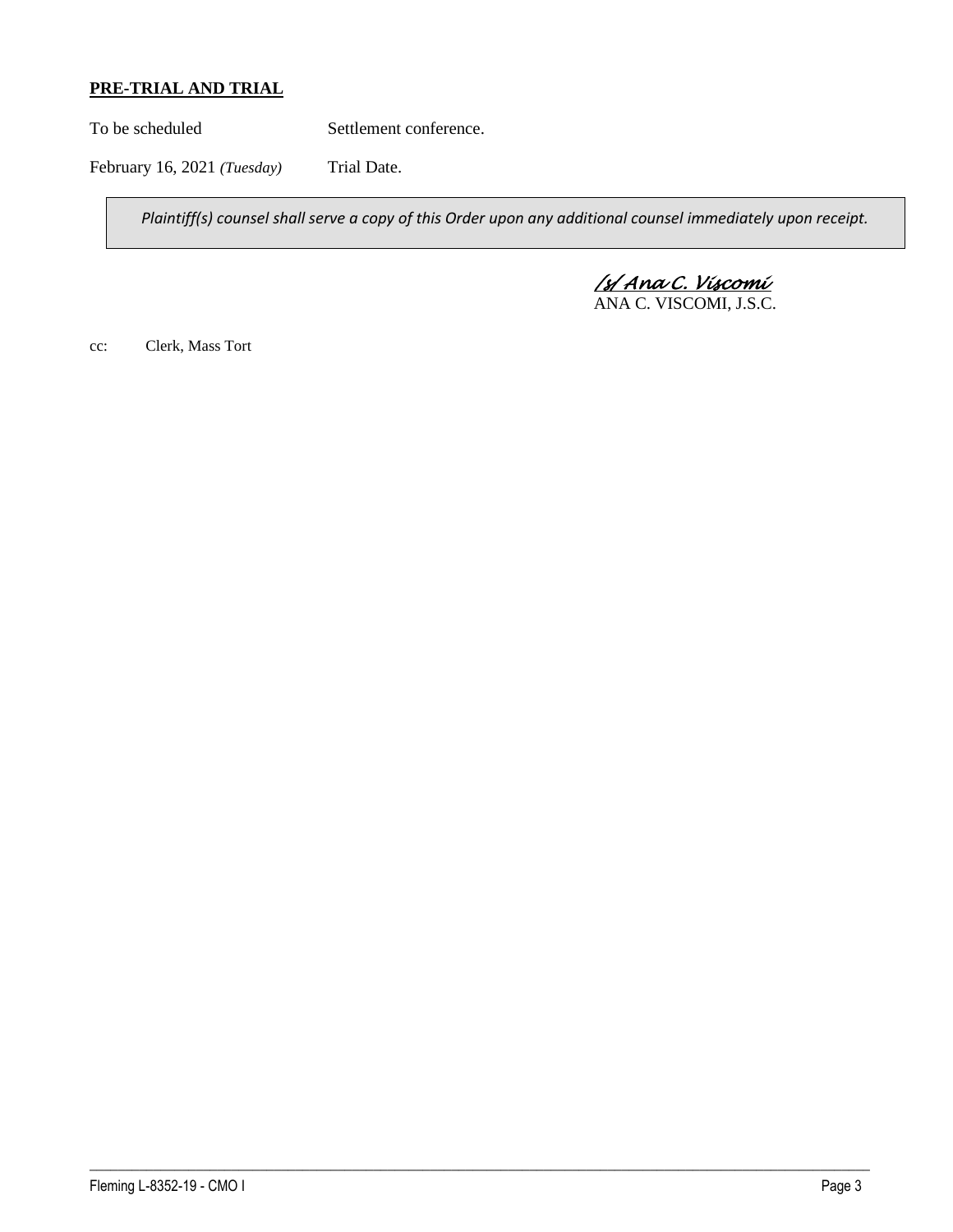**PRE-TRIAL AND TRIAL**

| | |
|---|---|
| To be scheduled | Settlement conference. |
| February 16, 2021 *(Tuesday)* | Trial Date. |

*Plaintiff(s) counsel shall serve a copy of this Order upon any additional counsel immediately upon receipt.*

/s/ Ana C. Viscomi
ANA C. VISCOMI, J.S.C.

cc: Clerk, Mass Tort